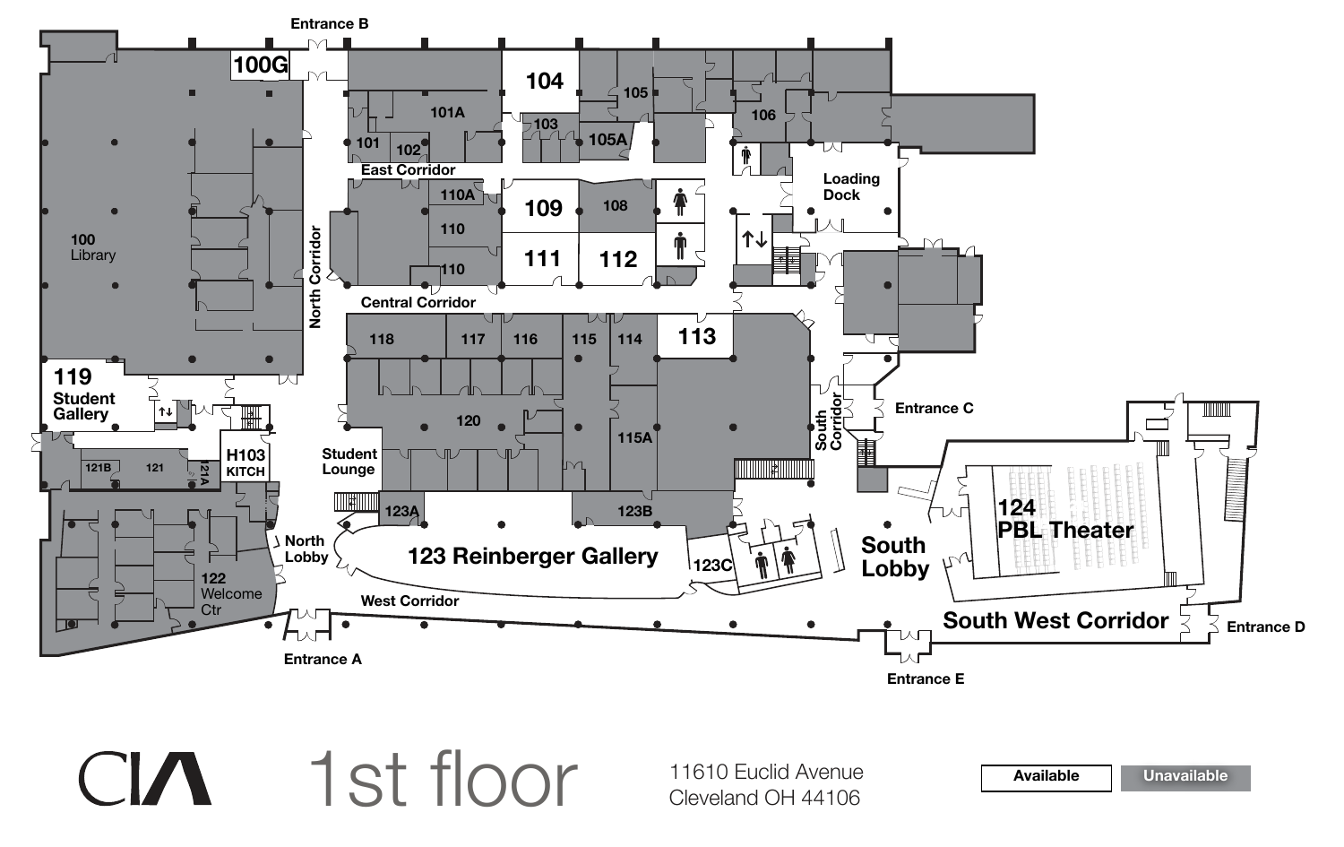# CIA 1st floor

11610 Euclid Avenue
Cleveland OH 44106

| Available | Unavailable |
| --- | --- |

Entrance B

100G

104

105

101A

103

105A

106

101

102

East Corridor

110A

109

108

Loading Dock

110

111

112

100 Library

North Corridor

110

Central Corridor

118

117

116

115

114

113

119 Student Gallery

120

115A

South Corridor

Entrance C

H103 KITCH

121B

121

121A

Student Lounge

123A

123B

124 PBL Theater

North Lobby

123 Reinberger Gallery

123C

South Lobby

122 Welcome Ctr

West Corridor

South West Corridor

Entrance D

Entrance A

Entrance E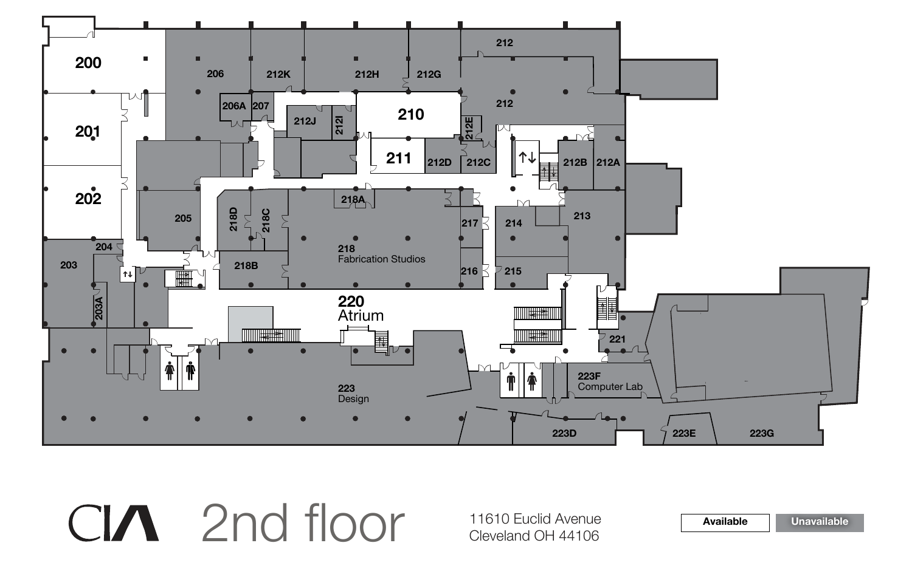# CIA 2nd floor

11610 Euclid Avenue
Cleveland OH 44106

Available | Unavailable

200
201
202
203
203A
204
205
206
206A
207
210
211
212
212
212A
212B
212C
212D
212E
212G
212H
212I
212J
212K
213
214
215
216
217
218 Fabrication Studios
218A
218B
218C
218D
220 Atrium
221
223 Design
223D
223E
223F Computer Lab
223G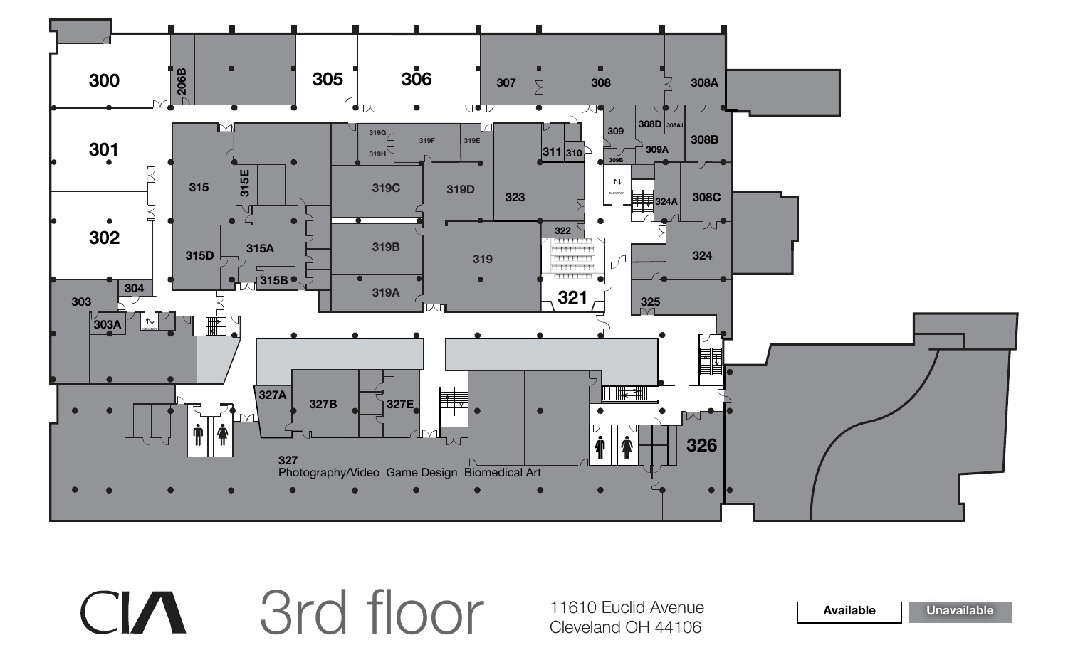# 3rd floor

CIA

11610 Euclid Avenue
Cleveland OH 44106

Available | Unavailable

300
301
302
303
303A
304
305
306
206B
307
308
308A
308A1
308B
308C
308D
309
309A
309B
310
311
315
315A
315B
315D
315E
319
319A
319B
319C
319D
319E
319F
319G
319H
321
322
323
324
324A
325
326
327
327A
327B
327E

Photography/Video Game Design Biomedical Art

ELEVATOR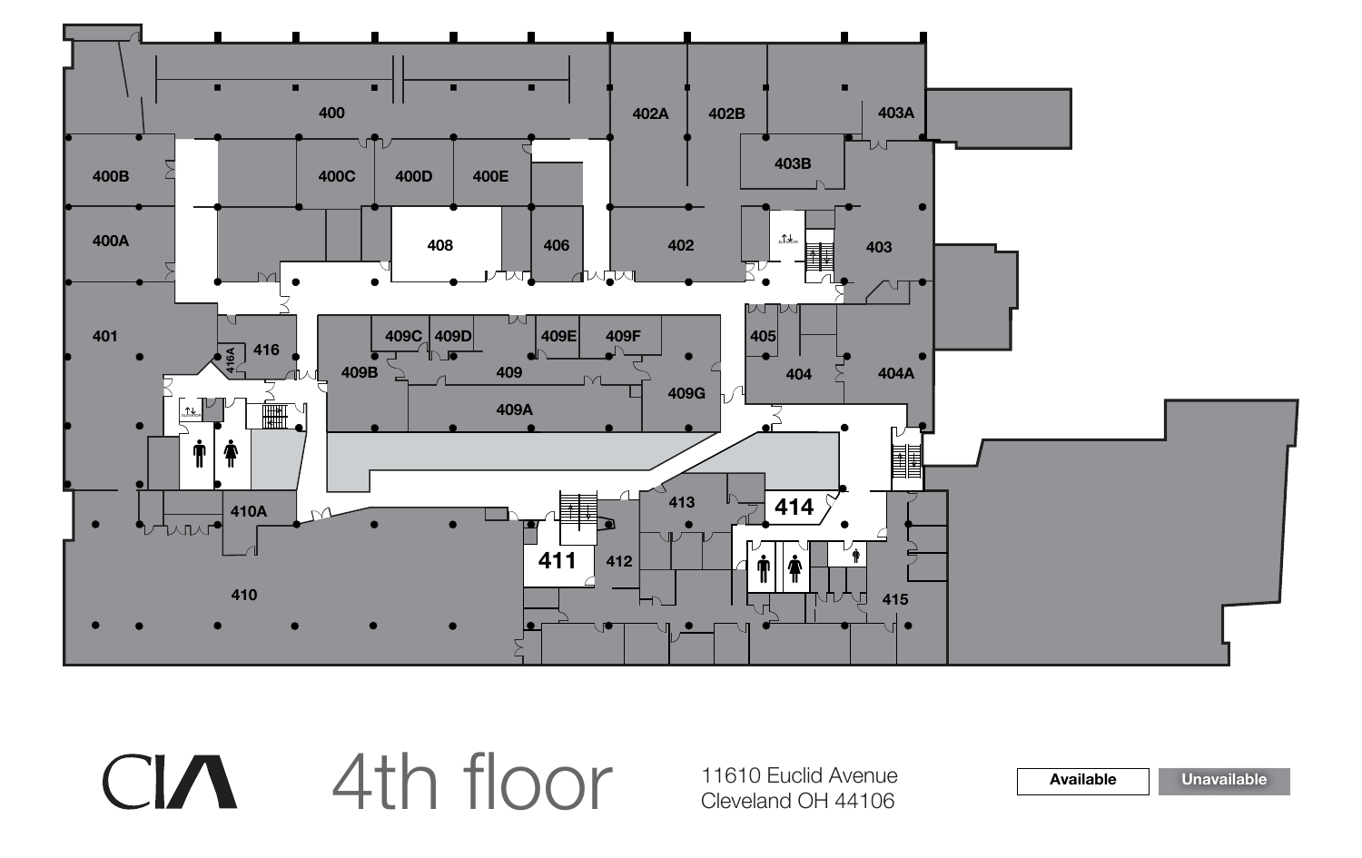400

400B

400C

400D

400E

402A

402B

403A

403B

400A

408

406

402

403

401

416

416A

409C

409D

409E

409F

405

409B

409

404

404A

409G

409A

413

414

410A

411

412

410

415

CIA

# 4th floor

11610 Euclid Avenue
Cleveland OH 44106

Available

Unavailable